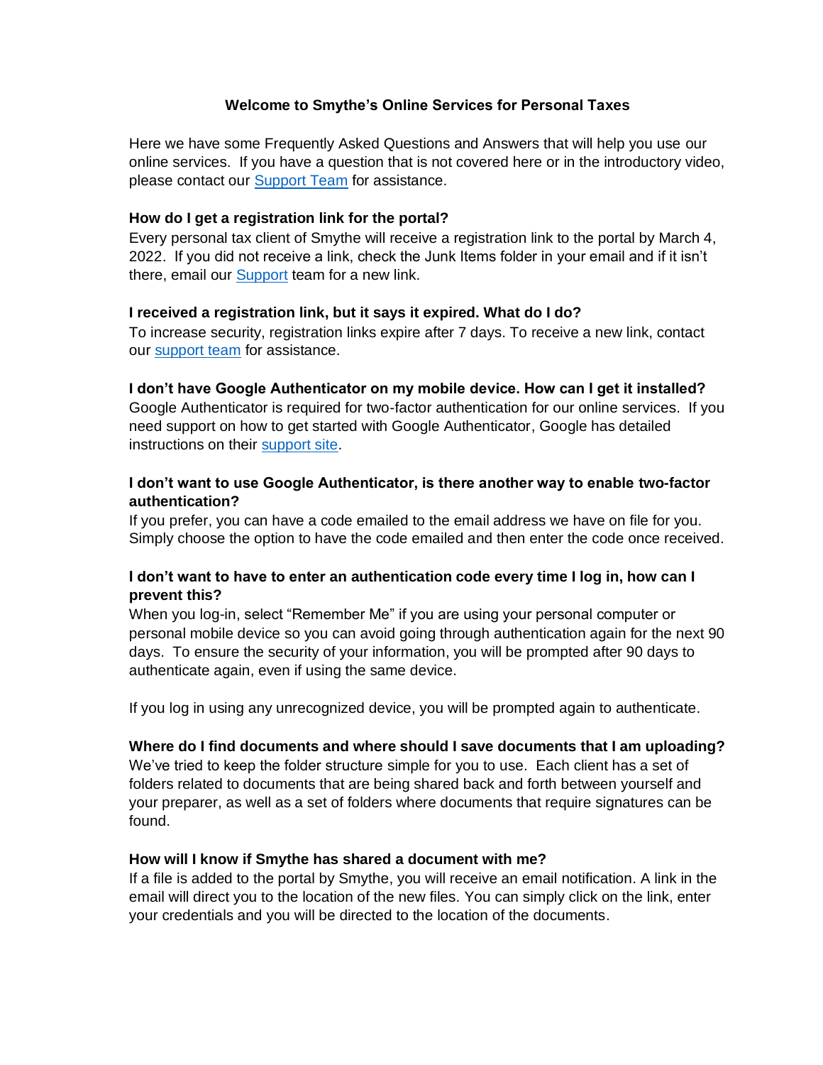# Welcome to Smythe's Online Services for Personal Taxes

Here we have some Frequently Asked Questions and Answers that will help you use our online services. If you have a question that is not covered here or in the introductory video, please contact our Support Team for assistance.

**How do I get a registration link for the portal?**

Every personal tax client of Smythe will receive a registration link to the portal by March 4, 2022. If you did not receive a link, check the Junk Items folder in your email and if it isn't there, email our Support team for a new link.

**I received a registration link, but it says it expired. What do I do?**

To increase security, registration links expire after 7 days. To receive a new link, contact our support team for assistance.

**I don't have Google Authenticator on my mobile device. How can I get it installed?**

Google Authenticator is required for two-factor authentication for our online services. If you need support on how to get started with Google Authenticator, Google has detailed instructions on their support site.

**I don't want to use Google Authenticator, is there another way to enable two-factor authentication?**

If you prefer, you can have a code emailed to the email address we have on file for you. Simply choose the option to have the code emailed and then enter the code once received.

**I don't want to have to enter an authentication code every time I log in, how can I prevent this?**

When you log-in, select "Remember Me" if you are using your personal computer or personal mobile device so you can avoid going through authentication again for the next 90 days. To ensure the security of your information, you will be prompted after 90 days to authenticate again, even if using the same device.

If you log in using any unrecognized device, you will be prompted again to authenticate.

**Where do I find documents and where should I save documents that I am uploading?**

We've tried to keep the folder structure simple for you to use. Each client has a set of folders related to documents that are being shared back and forth between yourself and your preparer, as well as a set of folders where documents that require signatures can be found.

**How will I know if Smythe has shared a document with me?**

If a file is added to the portal by Smythe, you will receive an email notification. A link in the email will direct you to the location of the new files. You can simply click on the link, enter your credentials and you will be directed to the location of the documents.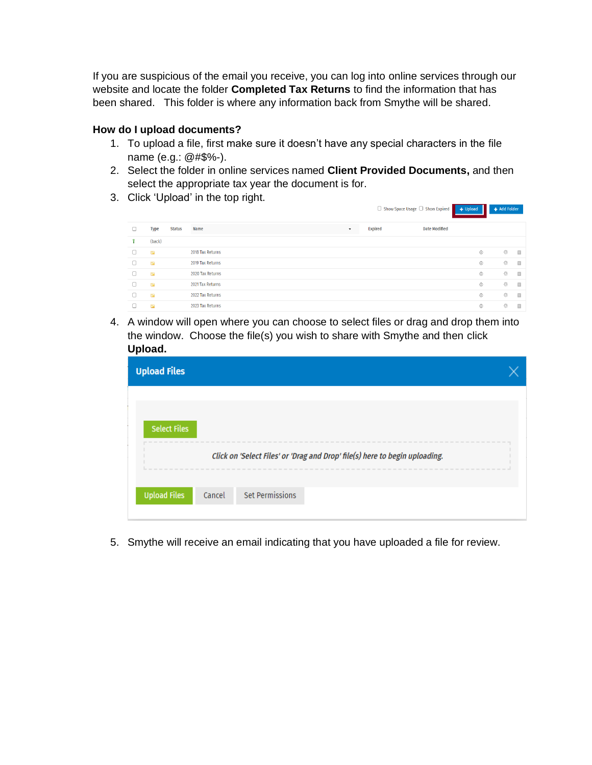If you are suspicious of the email you receive, you can log into online services through our website and locate the folder **Completed Tax Returns** to find the information that has been shared. This folder is where any information back from Smythe will be shared.

**How do I upload documents?**

1. To upload a file, first make sure it doesn't have any special characters in the file name (e.g.: @#$%-).
2. Select the folder in online services named **Client Provided Documents,** and then select the appropriate tax year the document is for.
3. Click 'Upload' in the top right.
4. A window will open where you can choose to select files or drag and drop them into the window. Choose the file(s) you wish to share with Smythe and then click **Upload.**
5. Smythe will receive an email indicating that you have uploaded a file for review.